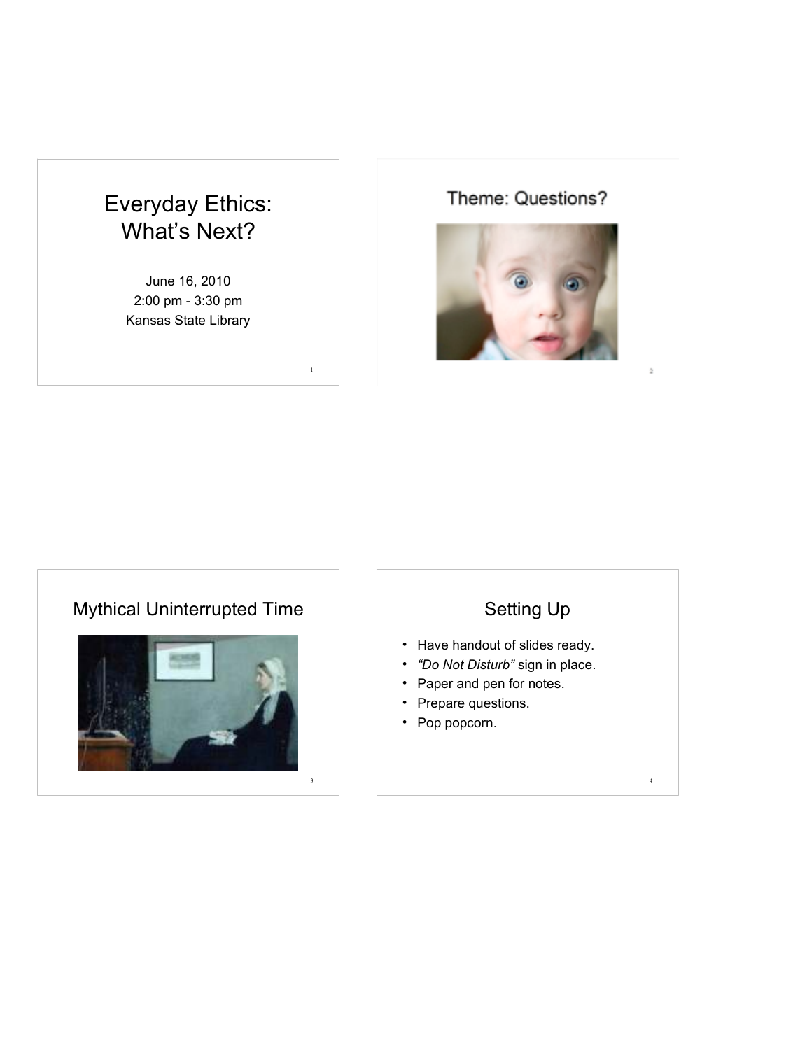# Everyday Ethics: What's Next?

June 16, 2010
2:00 pm - 3:30 pm
Kansas State Library

## Theme: Questions?

## Mythical Uninterrupted Time

## Setting Up

- Have handout of slides ready.
- *"Do Not Disturb"* sign in place.
- Paper and pen for notes.
- Prepare questions.
- Pop popcorn.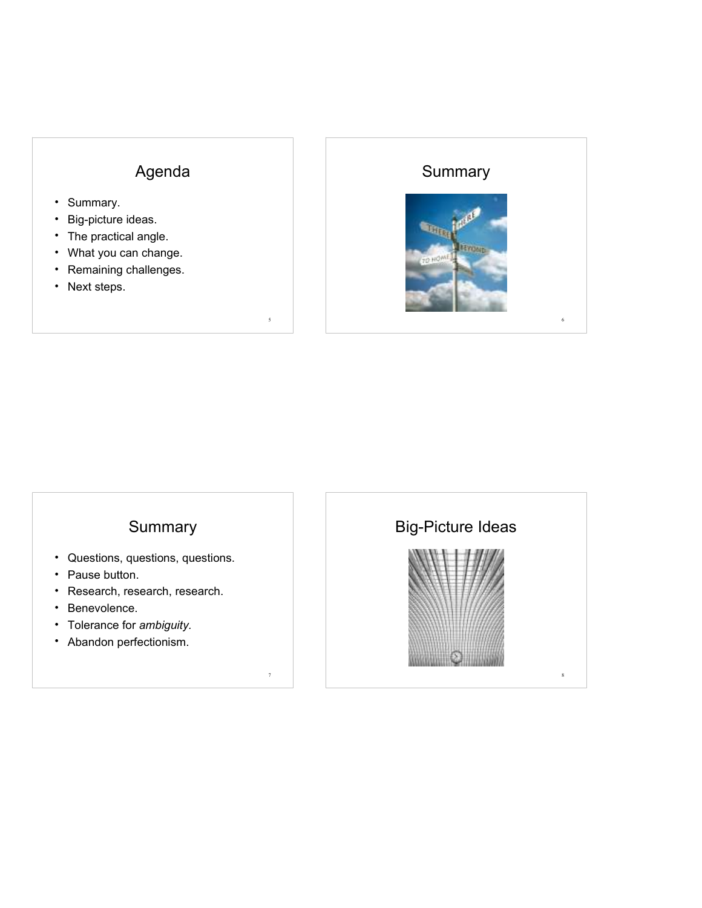## Agenda

- Summary.
- Big-picture ideas.
- The practical angle.
- What you can change.
- Remaining challenges.
- Next steps.

## Summary

## Summary

- Questions, questions, questions.
- Pause button.
- Research, research, research.
- Benevolence.
- Tolerance for *ambiguity.*
- Abandon perfectionism.

## Big-Picture Ideas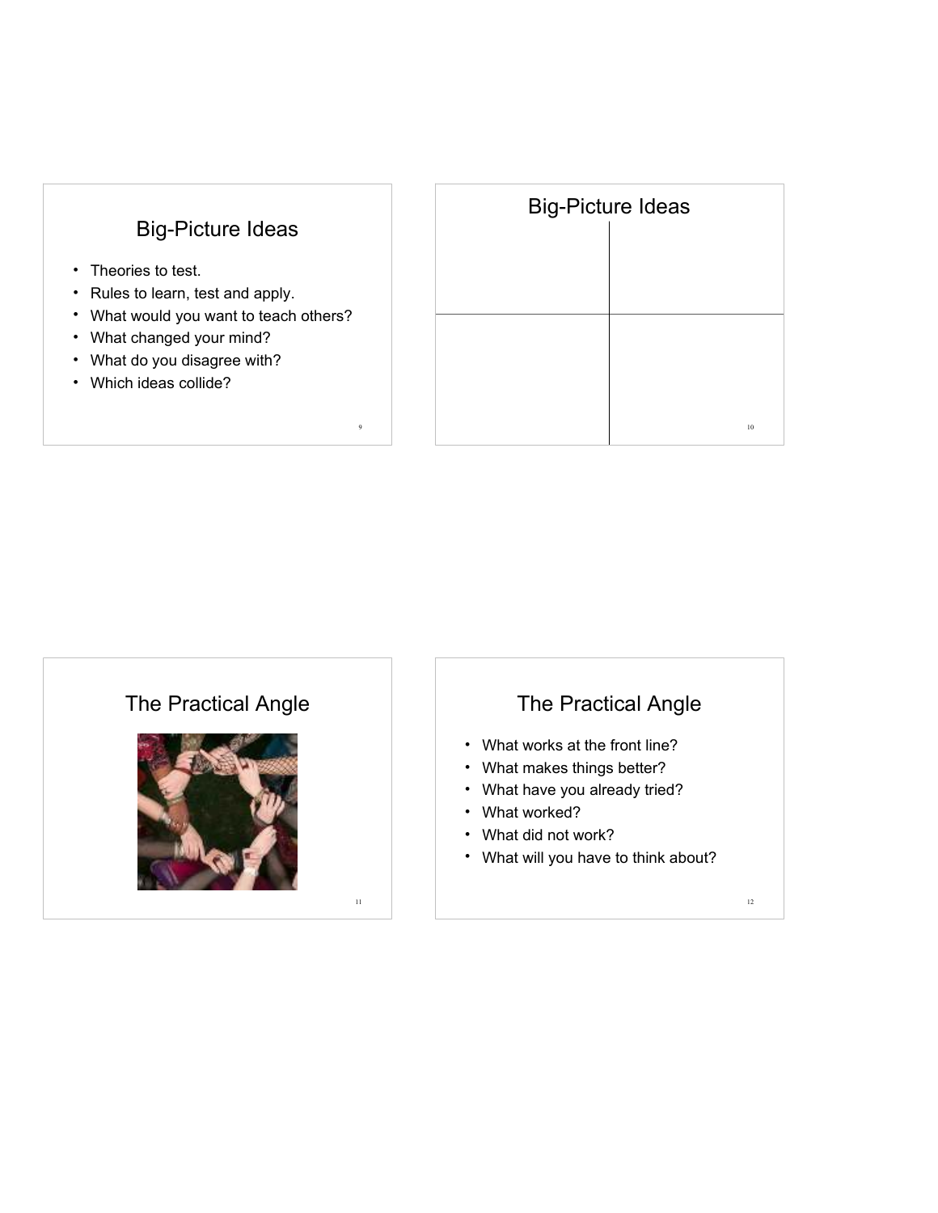## Big-Picture Ideas

- Theories to test.
- Rules to learn, test and apply.
- What would you want to teach others?
- What changed your mind?
- What do you disagree with?
- Which ideas collide?

## Big-Picture Ideas

## The Practical Angle

## The Practical Angle

- What works at the front line?
- What makes things better?
- What have you already tried?
- What worked?
- What did not work?
- What will you have to think about?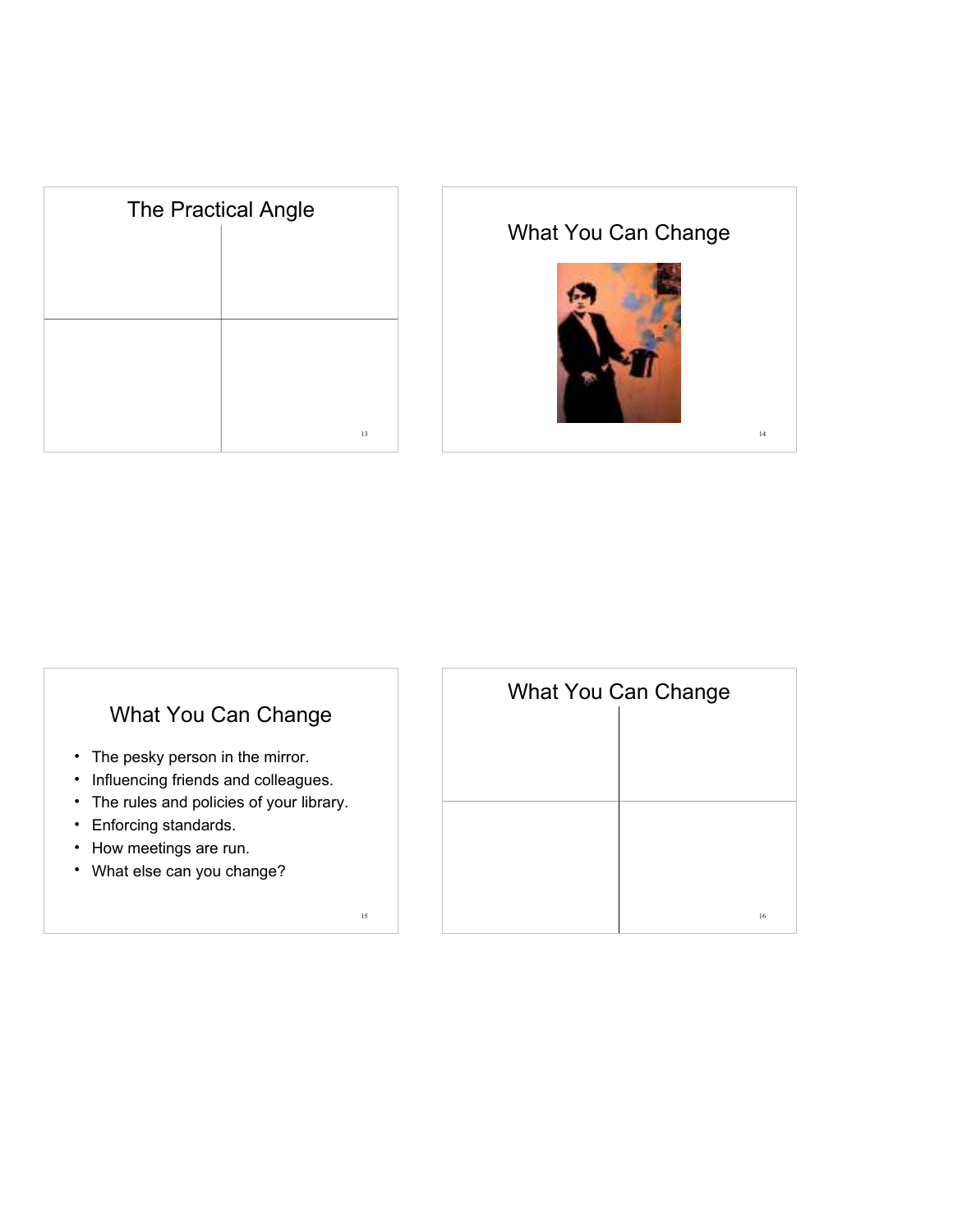## The Practical Angle

## What You Can Change

## What You Can Change

- The pesky person in the mirror.
- Influencing friends and colleagues.
- The rules and policies of your library.
- Enforcing standards.
- How meetings are run.
- What else can you change?

## What You Can Change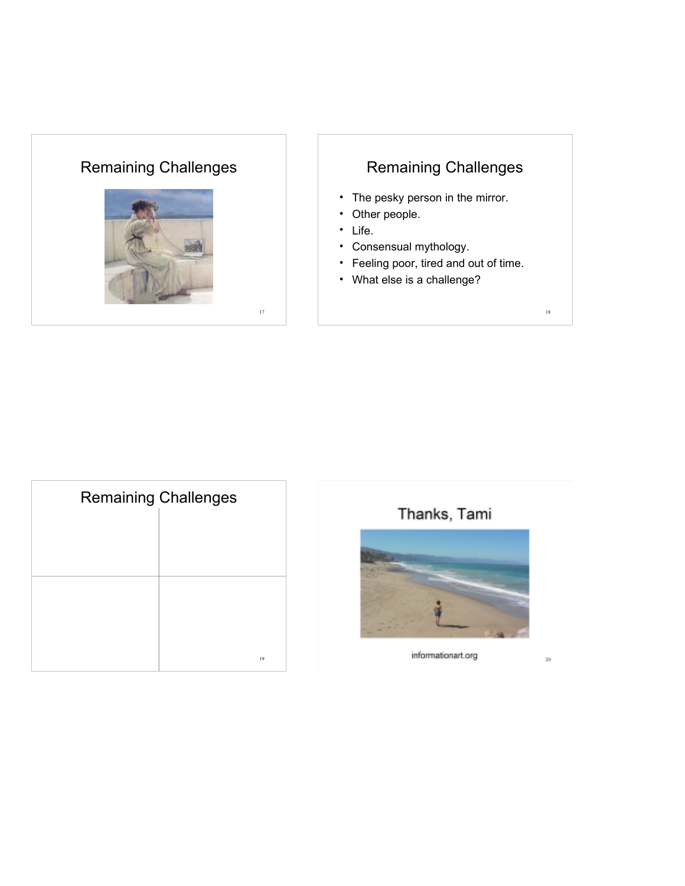## Remaining Challenges

## Remaining Challenges

- The pesky person in the mirror.
- Other people.
- Life.
- Consensual mythology.
- Feeling poor, tired and out of time.
- What else is a challenge?

## Remaining Challenges

| | |
|---|---|
| | |
| | |

## Thanks, Tami

informationart.org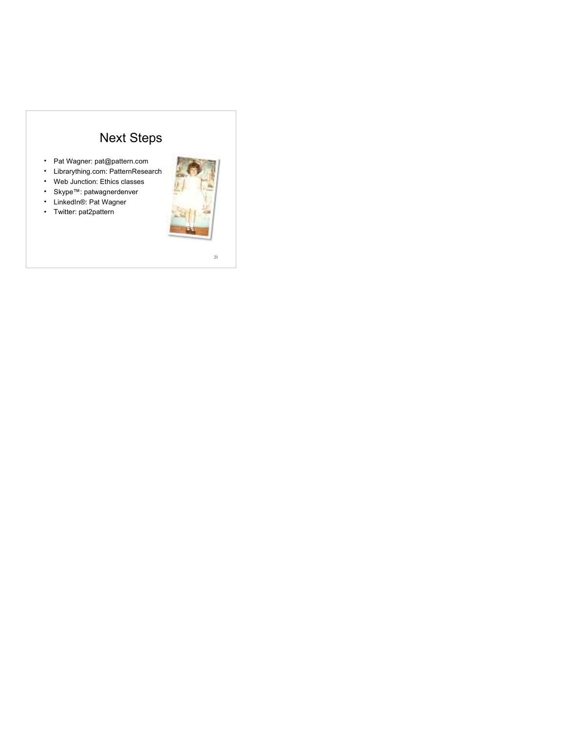# Next Steps

- Pat Wagner: pat@pattern.com
- Librarything.com: PatternResearch
- Web Junction: Ethics classes
- Skype™: patwagnerdenver
- LinkedIn®: Pat Wagner
- Twitter: pat2pattern